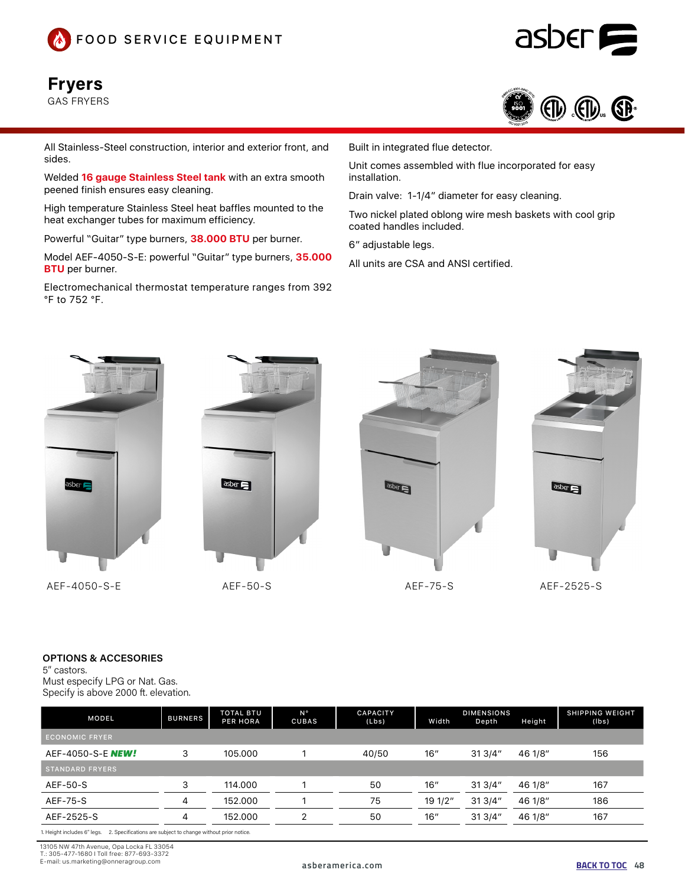FOOD SERVICE EQUIPMENT

asber

# Fryers

GAS FRYERS

All Stainless-Steel construction, interior and exterior front, and sides.

Welded **16 gauge Stainless Steel tank** with an extra smooth peened finish ensures easy cleaning.

High temperature Stainless Steel heat baffles mounted to the heat exchanger tubes for maximum efficiency.

Powerful "Guitar" type burners, **38.000 BTU** per burner.

Model AEF-4050-S-E: powerful "Guitar" type burners, **35.000 BTU** per burner.

Electromechanical thermostat temperature ranges from 392 °F to 752 °F.

Built in integrated flue detector.

Unit comes assembled with flue incorporated for easy installation.

Drain valve: 1-1/4" diameter for easy cleaning.

Two nickel plated oblong wire mesh baskets with cool grip coated handles included.

6" adjustable legs.

All units are CSA and ANSI certified.

AEF-4050-S-E AEF-50-S AEF-75-S AEF-2525-S

### OPTIONS & ACCESORIES

5" castors.
Must especify LPG or Nat. Gas.
Specify is above 2000 ft. elevation.

| MODEL | BURNERS | TOTAL BTU PER HORA | N° CUBAS | CAPACITY (Lbs) | DIMENSIONS Width | Depth | Height | SHIPPING WEIGHT (lbs) |
|---|---|---|---|---|---|---|---|---|
| ECONOMIC FRYER | | | | | | | | |
| AEF-4050-S-E ***NEW!*** | 3 | 105.000 | 1 | 40/50 | 16" | 31 3/4" | 46 1/8" | 156 |
| STANDARD FRYERS | | | | | | | | |
| AEF-50-S | 3 | 114.000 | 1 | 50 | 16" | 31 3/4" | 46 1/8" | 167 |
| AEF-75-S | 4 | 152.000 | 1 | 75 | 19 1/2" | 31 3/4" | 46 1/8" | 186 |
| AEF-2525-S | 4 | 152.000 | 2 | 50 | 16" | 31 3/4" | 46 1/8" | 167 |

1. Height includes 6" legs. 2. Specifications are subject to change without prior notice.

13105 NW 47th Avenue, Opa Locka FL 33054
T.: 305-477-1680 I Toll free: 877-693-3372
E-mail: us.marketing@onneragroup.com

asberamerica.com

BACK TO TOC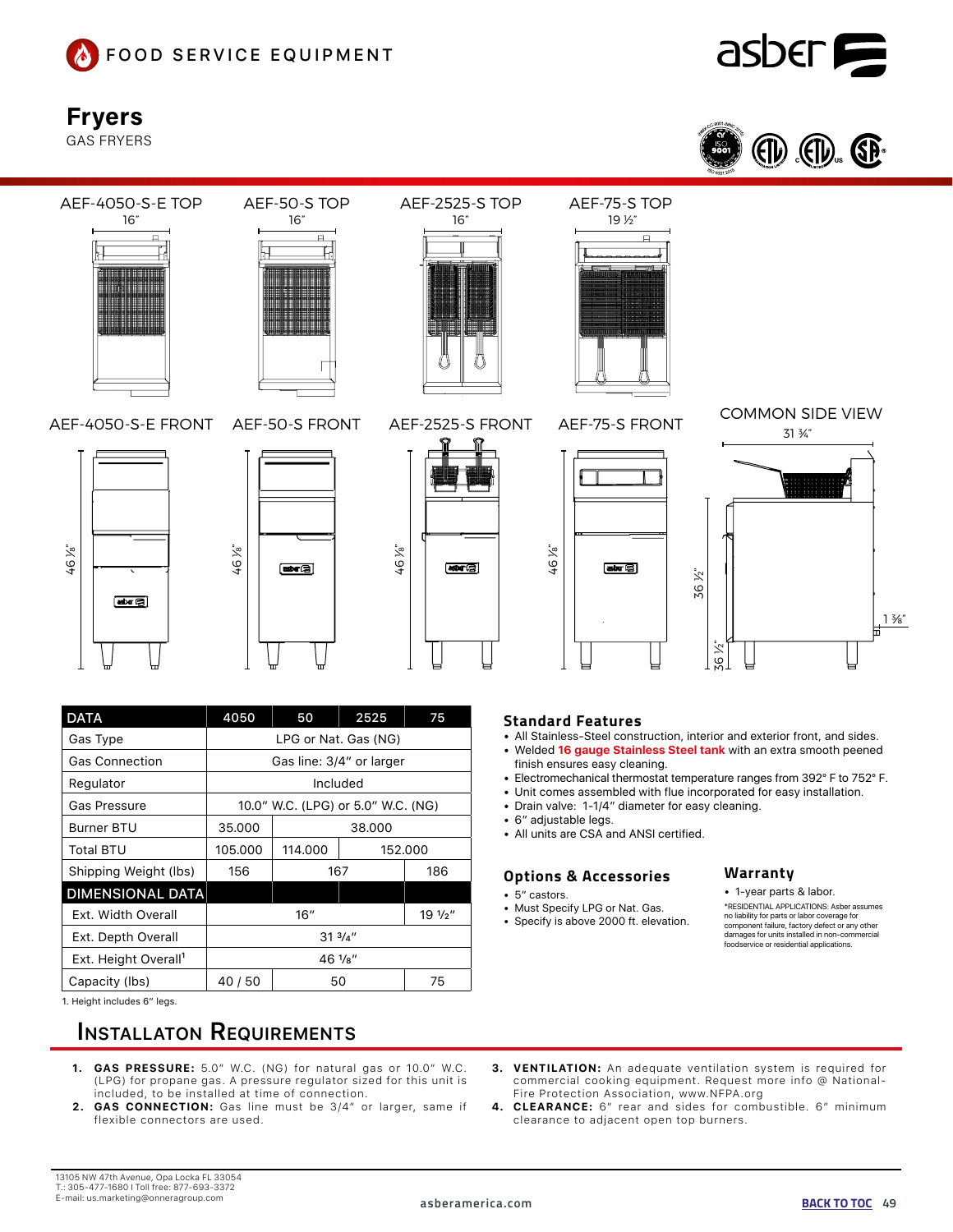# Fryers

GAS FRYERS

AEF-4050-S-E TOP
16"

AEF-50-S TOP
16"

AEF-2525-S TOP
16"

AEF-75-S TOP
19 ½"

AEF-4050-S-E FRONT
46 ⅛"

AEF-50-S FRONT
46 ⅛"

AEF-2525-S FRONT
46 ⅛"

AEF-75-S FRONT
46 ⅛"

COMMON SIDE VIEW
31 ¾"
36 ½"
36 ½"
1 ⅜"

| DATA | 4050 | 50 | 2525 | 75 |
|---|---|---|---|---|
| Gas Type | LPG or Nat. Gas (NG) | | | |
| Gas Connection | Gas line: 3/4" or larger | | | |
| Regulator | Included | | | |
| Gas Pressure | 10.0" W.C. (LPG) or 5.0" W.C. (NG) | | | |
| Burner BTU | 35.000 | 38.000 | | |
| Total BTU | 105.000 | 114.000 | 152.000 | |
| Shipping Weight (lbs) | 156 | 167 | | 186 |
| **DIMENSIONAL DATA** | | | | |
| Ext. Width Overall | 16" | | | 19 ½" |
| Ext. Depth Overall | 31 ¾" | | | |
| Ext. Height Overall[1] | 46 ⅛" | | | |
| Capacity (lbs) | 40 / 50 | 50 | | 75 |

1. Height includes 6" legs.

### Standard Features

- All Stainless-Steel construction, interior and exterior front, and sides.
- Welded **16 gauge Stainless Steel tank** with an extra smooth peened finish ensures easy cleaning.
- Electromechanical thermostat temperature ranges from 392° F to 752° F.
- Unit comes assembled with flue incorporated for easy installation.
- Drain valve: 1-1/4" diameter for easy cleaning.
- 6" adjustable legs.
- All units are CSA and ANSI certified.

### Options & Accessories

- 5" castors.
- Must Specify LPG or Nat. Gas.
- Specify is above 2000 ft. elevation.

### Warranty

- 1-year parts & labor.

*RESIDENTIAL APPLICATIONS: Asber assumes no liability for parts or labor coverage for component failure, factory defect or any other damages for units installed in non-commercial foodservice or residential applications.

## Installaton Requirements

1. **GAS PRESSURE:** 5.0" W.C. (NG) for natural gas or 10.0" W.C. (LPG) for propane gas. A pressure regulator sized for this unit is included, to be installed at time of connection.
2. **GAS CONNECTION:** Gas line must be 3/4" or larger, same if flexible connectors are used.
3. **VENTILATION:** An adequate ventilation system is required for commercial cooking equipment. Request more info @ National-Fire Protection Association, www.NFPA.org
4. **CLEARANCE:** 6" rear and sides for combustible. 6" minimum clearance to adjacent open top burners.

13105 NW 47th Avenue, Opa Locka FL 33054
T.: 305-477-1680 I Toll free: 877-693-3372
E-mail: us.marketing@onneragroup.com

asberamerica.com

BACK TO TOC